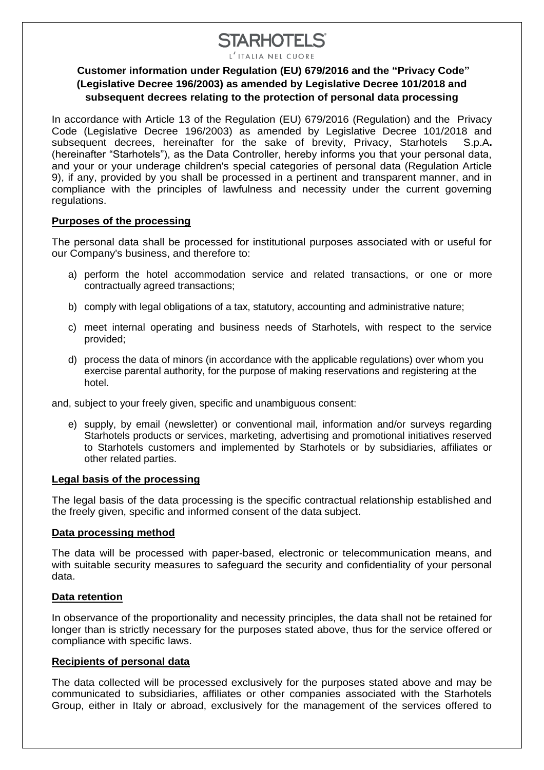# STARHOTELS

L'ITALIA NEL CUORE

**Customer information under Regulation (EU) 679/2016 and the "Privacy Code" (Legislative Decree 196/2003) as amended by Legislative Decree 101/2018 and subsequent decrees relating to the protection of personal data processing**

In accordance with Article 13 of the Regulation (EU) 679/2016 (Regulation) and the Privacy Code (Legislative Decree 196/2003) as amended by Legislative Decree 101/2018 and subsequent decrees, hereinafter for the sake of brevity, Privacy, Starhotels S.p.A**.** (hereinafter "Starhotels"), as the Data Controller, hereby informs you that your personal data, and your or your underage children's special categories of personal data (Regulation Article 9), if any, provided by you shall be processed in a pertinent and transparent manner, and in compliance with the principles of lawfulness and necessity under the current governing regulations.

## Purposes of the processing

The personal data shall be processed for institutional purposes associated with or useful for our Company's business, and therefore to:

a) perform the hotel accommodation service and related transactions, or one or more contractually agreed transactions;

b) comply with legal obligations of a tax, statutory, accounting and administrative nature;

c) meet internal operating and business needs of Starhotels, with respect to the service provided;

d) process the data of minors (in accordance with the applicable regulations) over whom you exercise parental authority, for the purpose of making reservations and registering at the hotel.

and, subject to your freely given, specific and unambiguous consent:

e) supply, by email (newsletter) or conventional mail, information and/or surveys regarding Starhotels products or services, marketing, advertising and promotional initiatives reserved to Starhotels customers and implemented by Starhotels or by subsidiaries, affiliates or other related parties.

## Legal basis of the processing

The legal basis of the data processing is the specific contractual relationship established and the freely given, specific and informed consent of the data subject.

## Data processing method

The data will be processed with paper-based, electronic or telecommunication means, and with suitable security measures to safeguard the security and confidentiality of your personal data.

## Data retention

In observance of the proportionality and necessity principles, the data shall not be retained for longer than is strictly necessary for the purposes stated above, thus for the service offered or compliance with specific laws.

## Recipients of personal data

The data collected will be processed exclusively for the purposes stated above and may be communicated to subsidiaries, affiliates or other companies associated with the Starhotels Group, either in Italy or abroad, exclusively for the management of the services offered to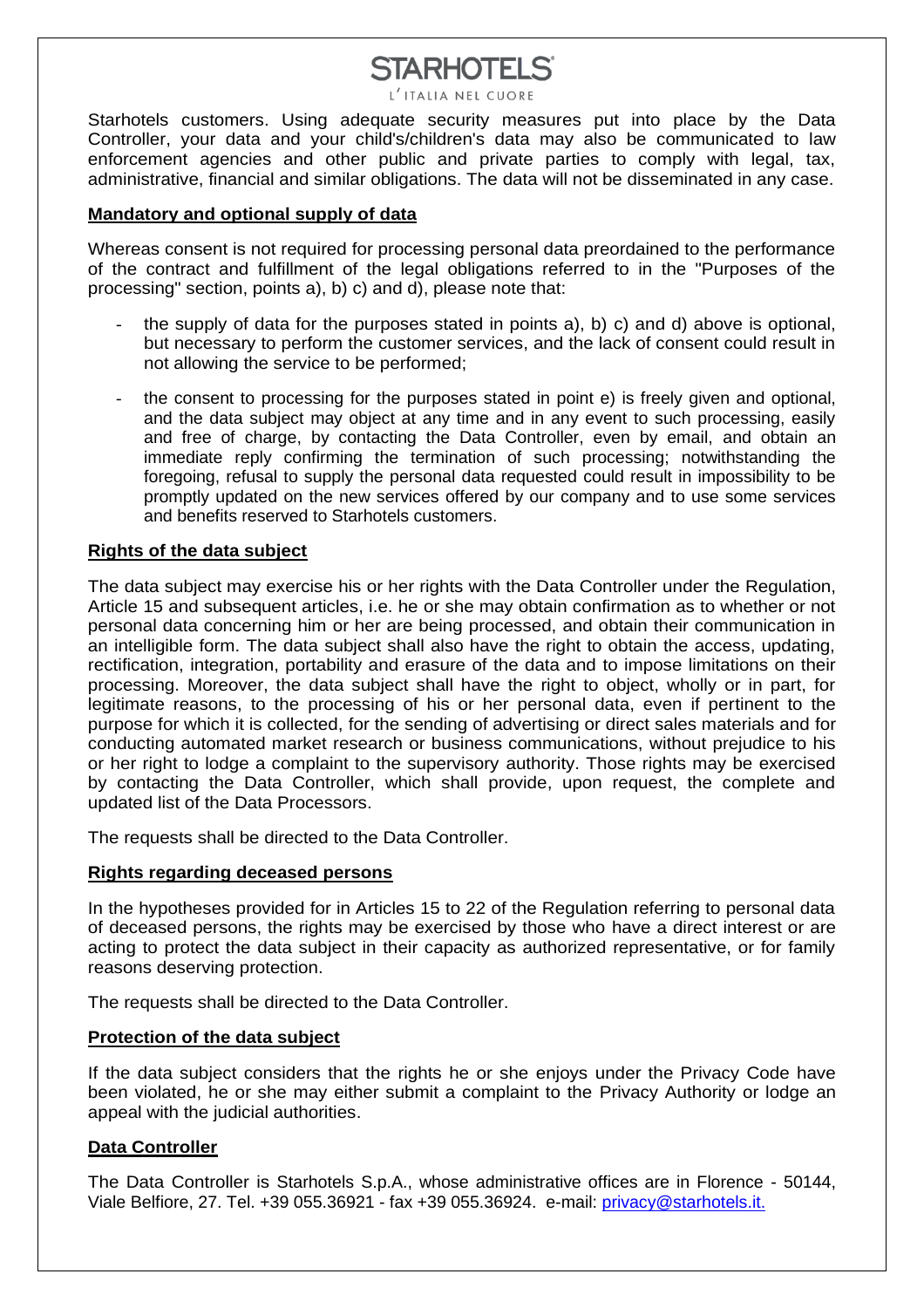Starhotels customers. Using adequate security measures put into place by the Data Controller, your data and your child's/children's data may also be communicated to law enforcement agencies and other public and private parties to comply with legal, tax, administrative, financial and similar obligations. The data will not be disseminated in any case.

## Mandatory and optional supply of data

Whereas consent is not required for processing personal data preordained to the performance of the contract and fulfillment of the legal obligations referred to in the "Purposes of the processing" section, points a), b) c) and d), please note that:

- the supply of data for the purposes stated in points a), b) c) and d) above is optional, but necessary to perform the customer services, and the lack of consent could result in not allowing the service to be performed;
- the consent to processing for the purposes stated in point e) is freely given and optional, and the data subject may object at any time and in any event to such processing, easily and free of charge, by contacting the Data Controller, even by email, and obtain an immediate reply confirming the termination of such processing; notwithstanding the foregoing, refusal to supply the personal data requested could result in impossibility to be promptly updated on the new services offered by our company and to use some services and benefits reserved to Starhotels customers.

## Rights of the data subject

The data subject may exercise his or her rights with the Data Controller under the Regulation, Article 15 and subsequent articles, i.e. he or she may obtain confirmation as to whether or not personal data concerning him or her are being processed, and obtain their communication in an intelligible form. The data subject shall also have the right to obtain the access, updating, rectification, integration, portability and erasure of the data and to impose limitations on their processing. Moreover, the data subject shall have the right to object, wholly or in part, for legitimate reasons, to the processing of his or her personal data, even if pertinent to the purpose for which it is collected, for the sending of advertising or direct sales materials and for conducting automated market research or business communications, without prejudice to his or her right to lodge a complaint to the supervisory authority. Those rights may be exercised by contacting the Data Controller, which shall provide, upon request, the complete and updated list of the Data Processors.

The requests shall be directed to the Data Controller.

## Rights regarding deceased persons

In the hypotheses provided for in Articles 15 to 22 of the Regulation referring to personal data of deceased persons, the rights may be exercised by those who have a direct interest or are acting to protect the data subject in their capacity as authorized representative, or for family reasons deserving protection.

The requests shall be directed to the Data Controller.

## Protection of the data subject

If the data subject considers that the rights he or she enjoys under the Privacy Code have been violated, he or she may either submit a complaint to the Privacy Authority or lodge an appeal with the judicial authorities.

## Data Controller

The Data Controller is Starhotels S.p.A., whose administrative offices are in Florence - 50144, Viale Belfiore, 27. Tel. +39 055.36921 - fax +39 055.36924. e-mail: privacy@starhotels.it.